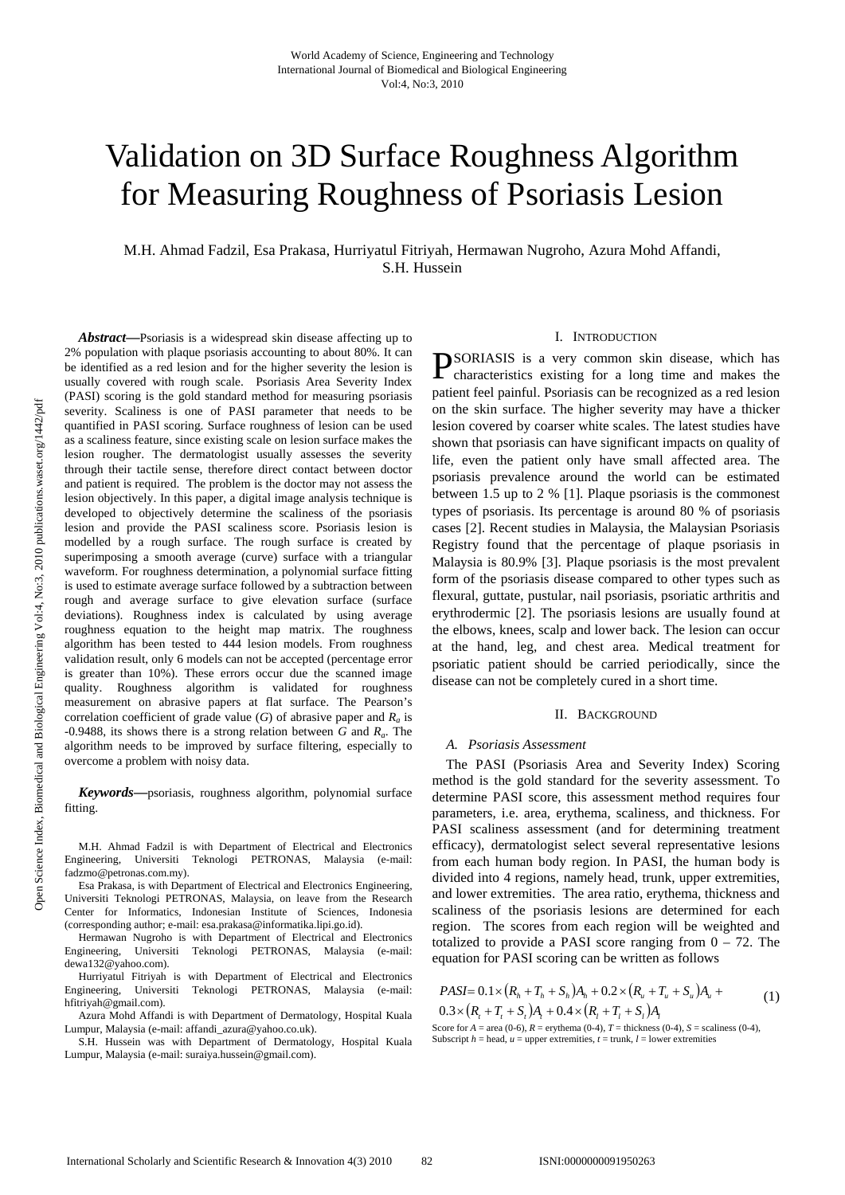# Validation on 3D Surface Roughness Algorithm for Measuring Roughness of Psoriasis Lesion

M.H. Ahmad Fadzil, Esa Prakasa, Hurriyatul Fitriyah, Hermawan Nugroho, Azura Mohd Affandi, S.H. Hussein

***Abstract*—**Psoriasis is a widespread skin disease affecting up to 2% population with plaque psoriasis accounting to about 80%. It can be identified as a red lesion and for the higher severity the lesion is usually covered with rough scale. Psoriasis Area Severity Index (PASI) scoring is the gold standard method for measuring psoriasis severity. Scaliness is one of PASI parameter that needs to be quantified in PASI scoring. Surface roughness of lesion can be used as a scaliness feature, since existing scale on lesion surface makes the lesion rougher. The dermatologist usually assesses the severity through their tactile sense, therefore direct contact between doctor and patient is required. The problem is the doctor may not assess the lesion objectively. In this paper, a digital image analysis technique is developed to objectively determine the scaliness of the psoriasis lesion and provide the PASI scaliness score. Psoriasis lesion is modelled by a rough surface. The rough surface is created by superimposing a smooth average (curve) surface with a triangular waveform. For roughness determination, a polynomial surface fitting is used to estimate average surface followed by a subtraction between rough and average surface to give elevation surface (surface deviations). Roughness index is calculated by using average roughness equation to the height map matrix. The roughness algorithm has been tested to 444 lesion models. From roughness validation result, only 6 models can not be accepted (percentage error is greater than 10%). These errors occur due the scanned image quality. Roughness algorithm is validated for roughness measurement on abrasive papers at flat surface. The Pearson's correlation coefficient of grade value ($G$) of abrasive paper and $R_a$ is -0.9488, its shows there is a strong relation between $G$ and $R_a$. The algorithm needs to be improved by surface filtering, especially to overcome a problem with noisy data.

***Keywords*—**psoriasis, roughness algorithm, polynomial surface fitting.

M.H. Ahmad Fadzil is with Department of Electrical and Electronics Engineering, Universiti Teknologi PETRONAS, Malaysia (e-mail: fadzmo@petronas.com.my).

Esa Prakasa, is with Department of Electrical and Electronics Engineering, Universiti Teknologi PETRONAS, Malaysia, on leave from the Research Center for Informatics, Indonesian Institute of Sciences, Indonesia (corresponding author; e-mail: esa.prakasa@informatika.lipi.go.id).

Hermawan Nugroho is with Department of Electrical and Electronics Engineering, Universiti Teknologi PETRONAS, Malaysia (e-mail: dewa132@yahoo.com).

Hurriyatul Fitriyah is with Department of Electrical and Electronics Engineering, Universiti Teknologi PETRONAS, Malaysia (e-mail: hfitriyah@gmail.com).

Azura Mohd Affandi is with Department of Dermatology, Hospital Kuala Lumpur, Malaysia (e-mail: affandi_azura@yahoo.co.uk).

S.H. Hussein was with Department of Dermatology, Hospital Kuala Lumpur, Malaysia (e-mail: suraiya.hussein@gmail.com).

## I. Introduction

Psoriasis is a very common skin disease, which has characteristics existing for a long time and makes the patient feel painful. Psoriasis can be recognized as a red lesion on the skin surface. The higher severity may have a thicker lesion covered by coarser white scales. The latest studies have shown that psoriasis can have significant impacts on quality of life, even the patient only have small affected area. The psoriasis prevalence around the world can be estimated between 1.5 up to 2 % [1]. Plaque psoriasis is the commonest types of psoriasis. Its percentage is around 80 % of psoriasis cases [2]. Recent studies in Malaysia, the Malaysian Psoriasis Registry found that the percentage of plaque psoriasis in Malaysia is 80.9% [3]. Plaque psoriasis is the most prevalent form of the psoriasis disease compared to other types such as flexural, guttate, pustular, nail psoriasis, psoriatic arthritis and erythrodermic [2]. The psoriasis lesions are usually found at the elbows, knees, scalp and lower back. The lesion can occur at the hand, leg, and chest area. Medical treatment for psoriatic patient should be carried periodically, since the disease can not be completely cured in a short time.

## II. Background

### *A. Psoriasis Assessment*

The PASI (Psoriasis Area and Severity Index) Scoring method is the gold standard for the severity assessment. To determine PASI score, this assessment method requires four parameters, i.e. area, erythema, scaliness, and thickness. For PASI scaliness assessment (and for determining treatment efficacy), dermatologist select several representative lesions from each human body region. In PASI, the human body is divided into 4 regions, namely head, trunk, upper extremities, and lower extremities. The area ratio, erythema, thickness and scaliness of the psoriasis lesions are determined for each region. The scores from each region will be weighted and totalized to provide a PASI score ranging from 0 – 72. The equation for PASI scoring can be written as follows

$$PASI = 0.1\times(R_h + T_h + S_h)A_h + 0.2\times(R_u + T_u + S_u)A_u + 0.3\times(R_t + T_t + S_t)A_t + 0.4\times(R_l + T_l + S_l)A_l \quad (1)$$

Score for $A$ = area (0-6), $R$ = erythema (0-4), $T$ = thickness (0-4), $S$ = scaliness (0-4), Subscript $h$ = head, $u$ = upper extremities, $t$ = trunk, $l$ = lower extremities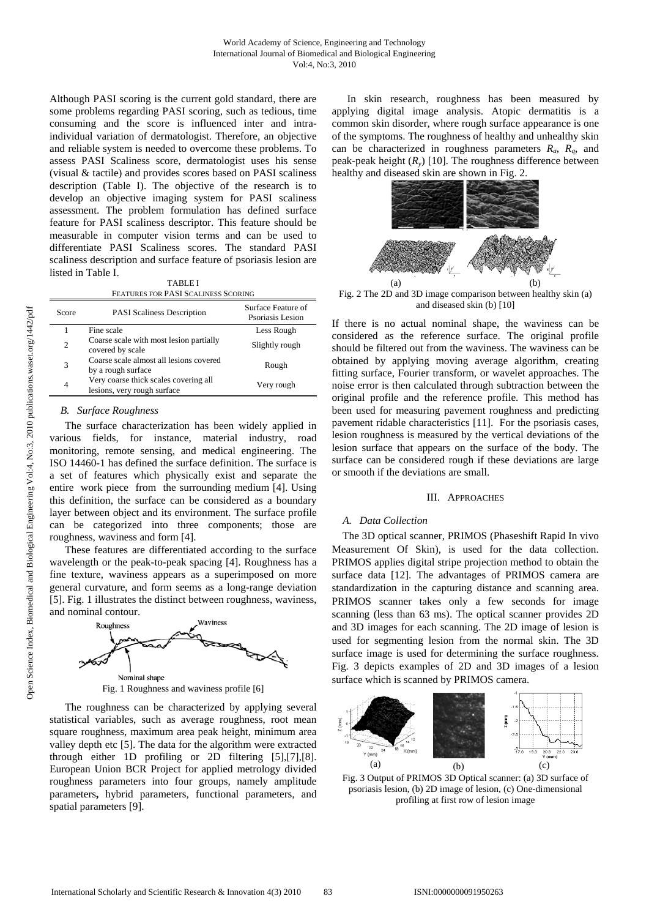Although PASI scoring is the current gold standard, there are some problems regarding PASI scoring, such as tedious, time consuming and the score is influenced inter and intra-individual variation of dermatologist. Therefore, an objective and reliable system is needed to overcome these problems. To assess PASI Scaliness score, dermatologist uses his sense (visual & tactile) and provides scores based on PASI scaliness description (Table I). The objective of the research is to develop an objective imaging system for PASI scaliness assessment. The problem formulation has defined surface feature for PASI scaliness descriptor. This feature should be measurable in computer vision terms and can be used to differentiate PASI Scaliness scores. The standard PASI scaliness description and surface feature of psoriasis lesion are listed in Table I.

TABLE I
FEATURES FOR PASI SCALINESS SCORING

| Score | PASI Scaliness Description | Surface Feature of Psoriasis Lesion |
|---|---|---|
| 1 | Fine scale | Less Rough |
| 2 | Coarse scale with most lesion partially covered by scale | Slightly rough |
| 3 | Coarse scale almost all lesions covered by a rough surface | Rough |
| 4 | Very coarse thick scales covering all lesions, very rough surface | Very rough |

### *B. Surface Roughness*

The surface characterization has been widely applied in various fields, for instance, material industry, road monitoring, remote sensing, and medical engineering. The ISO 14460-1 has defined the surface definition. The surface is a set of features which physically exist and separate the entire work piece from the surrounding medium [4]. Using this definition, the surface can be considered as a boundary layer between object and its environment. The surface profile can be categorized into three components; those are roughness, waviness and form [4].

These features are differentiated according to the surface wavelength or the peak-to-peak spacing [4]. Roughness has a fine texture, waviness appears as a superimposed on more general curvature, and form seems as a long-range deviation [5]. Fig. 1 illustrates the distinct between roughness, waviness, and nominal contour.

Fig. 1 Roughness and waviness profile [6]

The roughness can be characterized by applying several statistical variables, such as average roughness, root mean square roughness, maximum area peak height, minimum area valley depth etc [5]. The data for the algorithm were extracted through either 1D profiling or 2D filtering [5],[7],[8]. European Union BCR Project for applied metrology divided roughness parameters into four groups, namely amplitude parameters, hybrid parameters, functional parameters, and spatial parameters [9].

In skin research, roughness has been measured by applying digital image analysis. Atopic dermatitis is a common skin disorder, where rough surface appearance is one of the symptoms. The roughness of healthy and unhealthy skin can be characterized in roughness parameters $R_a$, $R_q$, and peak-peak height ($R_y$) [10]. The roughness difference between healthy and diseased skin are shown in Fig. 2.

Fig. 2 The 2D and 3D image comparison between healthy skin (a) and diseased skin (b) [10]

If there is no actual nominal shape, the waviness can be considered as the reference surface. The original profile should be filtered out from the waviness. The waviness can be obtained by applying moving average algorithm, creating fitting surface, Fourier transform, or wavelet approaches. The noise error is then calculated through subtraction between the original profile and the reference profile. This method has been used for measuring pavement roughness and predicting pavement ridable characteristics [11]. For the psoriasis cases, lesion roughness is measured by the vertical deviations of the lesion surface that appears on the surface of the body. The surface can be considered rough if these deviations are large or smooth if the deviations are small.

## III. Approaches

### *A. Data Collection*

The 3D optical scanner, PRIMOS (Phaseshift Rapid In vivo Measurement Of Skin), is used for the data collection. PRIMOS applies digital stripe projection method to obtain the surface data [12]. The advantages of PRIMOS camera are standardization in the capturing distance and scanning area. PRIMOS scanner takes only a few seconds for image scanning (less than 63 ms). The optical scanner provides 2D and 3D images for each scanning. The 2D image of lesion is used for segmenting lesion from the normal skin. The 3D surface image is used for determining the surface roughness. Fig. 3 depicts examples of 2D and 3D images of a lesion surface which is scanned by PRIMOS camera.

Fig. 3 Output of PRIMOS 3D Optical scanner: (a) 3D surface of psoriasis lesion, (b) 2D image of lesion, (c) One-dimensional profiling at first row of lesion image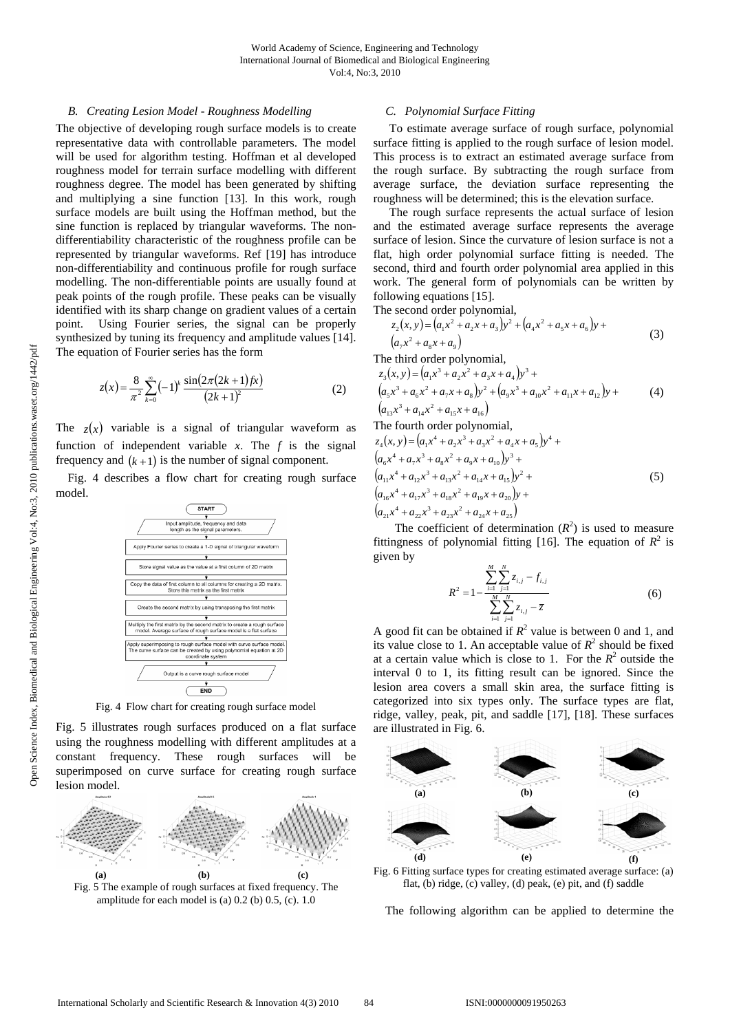### B. Creating Lesion Model - Roughness Modelling

The objective of developing rough surface models is to create representative data with controllable parameters. The model will be used for algorithm testing. Hoffman et al developed roughness model for terrain surface modelling with different roughness degree. The model has been generated by shifting and multiplying a sine function [13]. In this work, rough surface models are built using the Hoffman method, but the sine function is replaced by triangular waveforms. The non-differentiability characteristic of the roughness profile can be represented by triangular waveforms. Ref [19] has introduce non-differentiability and continuous profile for rough surface modelling. The non-differentiable points are usually found at peak points of the rough profile. These peaks can be visually identified with its sharp change on gradient values of a certain point. Using Fourier series, the signal can be properly synthesized by tuning its frequency and amplitude values [14]. The equation of Fourier series has the form

$$z(x) = \frac{8}{\pi^2}\sum_{k=0}^{\infty}(-1)^k \frac{\sin(2\pi(2k+1)fx)}{(2k+1)^2} \tag{2}$$

The $z(x)$ variable is a signal of triangular waveform as function of independent variable *x*. The *f* is the signal frequency and $(k+1)$ is the number of signal component.

Fig. 4 describes a flow chart for creating rough surface model.

```
START
Input amplitude, frequency and data length as the signal parameters.
Apply Fourier series to create a 1-D signal of triangular waveform
Store signal value as the value at a first column of 2D matrix
Copy the data of first column to all columns for creating a 2D matrix. Store this matrix as the first matrix
Create the second matrix by using transposing the first matrix
Multiply the first matrix by the second matrix to create a rough surface model. Average surface of rough surface model is a flat surface
Apply superimposing to rough surface model with curve surface model. The curve surface can be created by using polynomial equation at 2D coordinate system
Output is a curve rough surface model
END
```

Fig. 4 Flow chart for creating rough surface model

Fig. 5 illustrates rough surfaces produced on a flat surface using the roughness modelling with different amplitudes at a constant frequency. These rough surfaces will be superimposed on curve surface for creating rough surface lesion model.

(a) (b) (c)

Fig. 5 The example of rough surfaces at fixed frequency. The amplitude for each model is (a) 0.2 (b) 0.5, (c). 1.0

### C. Polynomial Surface Fitting

To estimate average surface of rough surface, polynomial surface fitting is applied to the rough surface of lesion model. This process is to extract an estimated average surface from the rough surface. By subtracting the rough surface from average surface, the deviation surface representing the roughness will be determined; this is the elevation surface.

The rough surface represents the actual surface of lesion and the estimated average surface represents the average surface of lesion. Since the curvature of lesion surface is not a flat, high order polynomial surface fitting is needed. The second, third and fourth order polynomial area applied in this work. The general form of polynomials can be written by following equations [15].

The second order polynomial,

$$z_2(x,y) = (a_1x^2 + a_2x + a_3)y^2 + (a_4x^2 + a_5x + a_6)y + (a_7x^2 + a_8x + a_9) \tag{3}$$

The third order polynomial,

$$z_3(x,y) = (a_1x^3 + a_2x^2 + a_3x + a_4)y^3 + (a_5x^3 + a_6x^2 + a_7x + a_8)y^2 + (a_9x^3 + a_{10}x^2 + a_{11}x + a_{12})y + (a_{13}x^3 + a_{14}x^2 + a_{15}x + a_{16}) \tag{4}$$

The fourth order polynomial,

$$z_4(x,y) = (a_1x^4 + a_2x^3 + a_3x^2 + a_4x + a_5)y^4 + (a_6x^4 + a_7x^3 + a_8x^2 + a_9x + a_{10})y^3 + (a_{11}x^4 + a_{12}x^3 + a_{13}x^2 + a_{14}x + a_{15})y^2 + (a_{16}x^4 + a_{17}x^3 + a_{18}x^2 + a_{19}x + a_{20})y + (a_{21}x^4 + a_{22}x^3 + a_{23}x^2 + a_{24}x + a_{25}) \tag{5}$$

The coefficient of determination ($R^2$) is used to measure fittingness of polynomial fitting [16]. The equation of $R^2$ is given by

$$R^2 = 1 - \frac{\sum_{i=1}^{M}\sum_{j=1}^{N} z_{i,j} - f_{i,j}}{\sum_{i=1}^{M}\sum_{j=1}^{N} z_{i,j} - \overline{z}} \tag{6}$$

A good fit can be obtained if $R^2$ value is between 0 and 1, and its value close to 1. An acceptable value of $R^2$ should be fixed at a certain value which is close to 1. For the $R^2$ outside the interval 0 to 1, its fitting result can be ignored. Since the lesion area covers a small skin area, the surface fitting is categorized into six types only. The surface types are flat, ridge, valley, peak, pit, and saddle [17], [18]. These surfaces are illustrated in Fig. 6.

(a) (b) (c)

(d) (e) (f)

Fig. 6 Fitting surface types for creating estimated average surface: (a) flat, (b) ridge, (c) valley, (d) peak, (e) pit, and (f) saddle

The following algorithm can be applied to determine the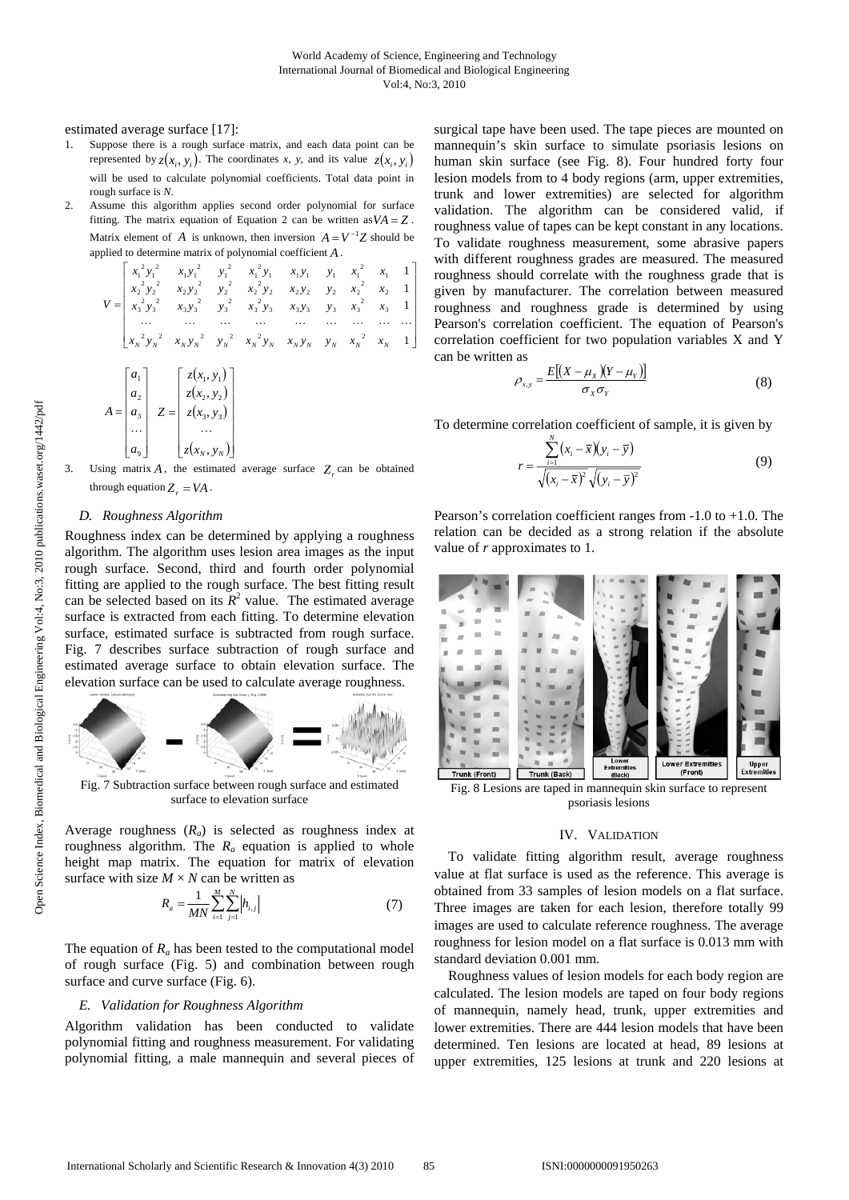estimated average surface [17]:

1. Suppose there is a rough surface matrix, and each data point can be represented by $z(x_i, y_i)$. The coordinates *x*, *y*, and its value $z(x_i, y_i)$ will be used to calculate polynomial coefficients. Total data point in rough surface is *N*.
2. Assume this algorithm applies second order polynomial for surface fitting. The matrix equation of Equation 2 can be written as $VA = Z$. Matrix element of $A$ is unknown, then inversion $A = V^{-1}Z$ should be applied to determine matrix of polynomial coefficient $A$.

$$V = \begin{bmatrix} x_1^2 y_1^2 & x_1 y_1^2 & y_1^2 & x_1^2 y_1 & x_1 y_1 & y_1 & x_1^2 & x_1 & 1 \\ x_2^2 y_2^2 & x_2 y_2^2 & y_2^2 & x_2^2 y_2 & x_2 y_2 & y_2 & x_2^2 & x_2 & 1 \\ x_3^2 y_3^2 & x_3 y_3^2 & y_3^2 & x_3^2 y_3 & x_3 y_3 & y_3 & x_3^2 & x_3 & 1 \\ \cdots & \cdots & \cdots & \cdots & \cdots & \cdots & \cdots & \cdots & \cdots \\ x_N^2 y_N^2 & x_N y_N^2 & y_N^2 & x_N^2 y_N & x_N y_N & y_N & x_N^2 & x_N & 1 \end{bmatrix}$$

$$A = \begin{bmatrix} a_1 \\ a_2 \\ a_3 \\ \cdots \\ a_9 \end{bmatrix} \quad Z = \begin{bmatrix} z(x_1, y_1) \\ z(x_2, y_2) \\ z(x_3, y_3) \\ \cdots \\ z(x_N, y_N) \end{bmatrix}$$

3. Using matrix $A$, the estimated average surface $Z_r$ can be obtained through equation $Z_r = VA$.

### *D. Roughness Algorithm*

Roughness index can be determined by applying a roughness algorithm. The algorithm uses lesion area images as the input rough surface. Second, third and fourth order polynomial fitting are applied to the rough surface. The best fitting result can be selected based on its $R^2$ value. The estimated average surface is extracted from each fitting. To determine elevation surface, estimated surface is subtracted from rough surface. Fig. 7 describes surface subtraction of rough surface and estimated average surface to obtain elevation surface. The elevation surface can be used to calculate average roughness.

Fig. 7 Subtraction surface between rough surface and estimated surface to elevation surface

Average roughness ($R_a$) is selected as roughness index at roughness algorithm. The $R_a$ equation is applied to whole height map matrix. The equation for matrix of elevation surface with size $M \times N$ can be written as

$$R_a = \frac{1}{MN} \sum_{i=1}^{M} \sum_{j=1}^{N} \left| h_{i,j} \right| \tag{7}$$

The equation of $R_a$ has been tested to the computational model of rough surface (Fig. 5) and combination between rough surface and curve surface (Fig. 6).

### *E. Validation for Roughness Algorithm*

Algorithm validation has been conducted to validate polynomial fitting and roughness measurement. For validating polynomial fitting, a male mannequin and several pieces of surgical tape have been used. The tape pieces are mounted on mannequin's skin surface to simulate psoriasis lesions on human skin surface (see Fig. 8). Four hundred forty four lesion models from to 4 body regions (arm, upper extremities, trunk and lower extremities) are selected for algorithm validation. The algorithm can be considered valid, if roughness value of tapes can be kept constant in any locations. To validate roughness measurement, some abrasive papers with different roughness grades are measured. The measured roughness should correlate with the roughness grade that is given by manufacturer. The correlation between measured roughness and roughness grade is determined by using Pearson's correlation coefficient. The equation of Pearson's correlation coefficient for two population variables X and Y can be written as

$$\rho_{x,y} = \frac{E\left[(X - \mu_X)(Y - \mu_Y)\right]}{\sigma_X \sigma_Y} \tag{8}$$

To determine correlation coefficient of sample, it is given by

$$r = \frac{\sum_{i=1}^{N} (x_i - \bar{x})(y_i - \bar{y})}{\sqrt{(x_i - \bar{x})^2} \sqrt{(y_i - \bar{y})^2}} \tag{9}$$

Pearson's correlation coefficient ranges from -1.0 to +1.0. The relation can be decided as a strong relation if the absolute value of *r* approximates to 1.

Fig. 8 Lesions are taped in mannequin skin surface to represent psoriasis lesions

## IV. Validation

To validate fitting algorithm result, average roughness value at flat surface is used as the reference. This average is obtained from 33 samples of lesion models on a flat surface. Three images are taken for each lesion, therefore totally 99 images are used to calculate reference roughness. The average roughness for lesion model on a flat surface is 0.013 mm with standard deviation 0.001 mm.

Roughness values of lesion models for each body region are calculated. The lesion models are taped on four body regions of mannequin, namely head, trunk, upper extremities and lower extremities. There are 444 lesion models that have been determined. Ten lesions are located at head, 89 lesions at upper extremities, 125 lesions at trunk and 220 lesions at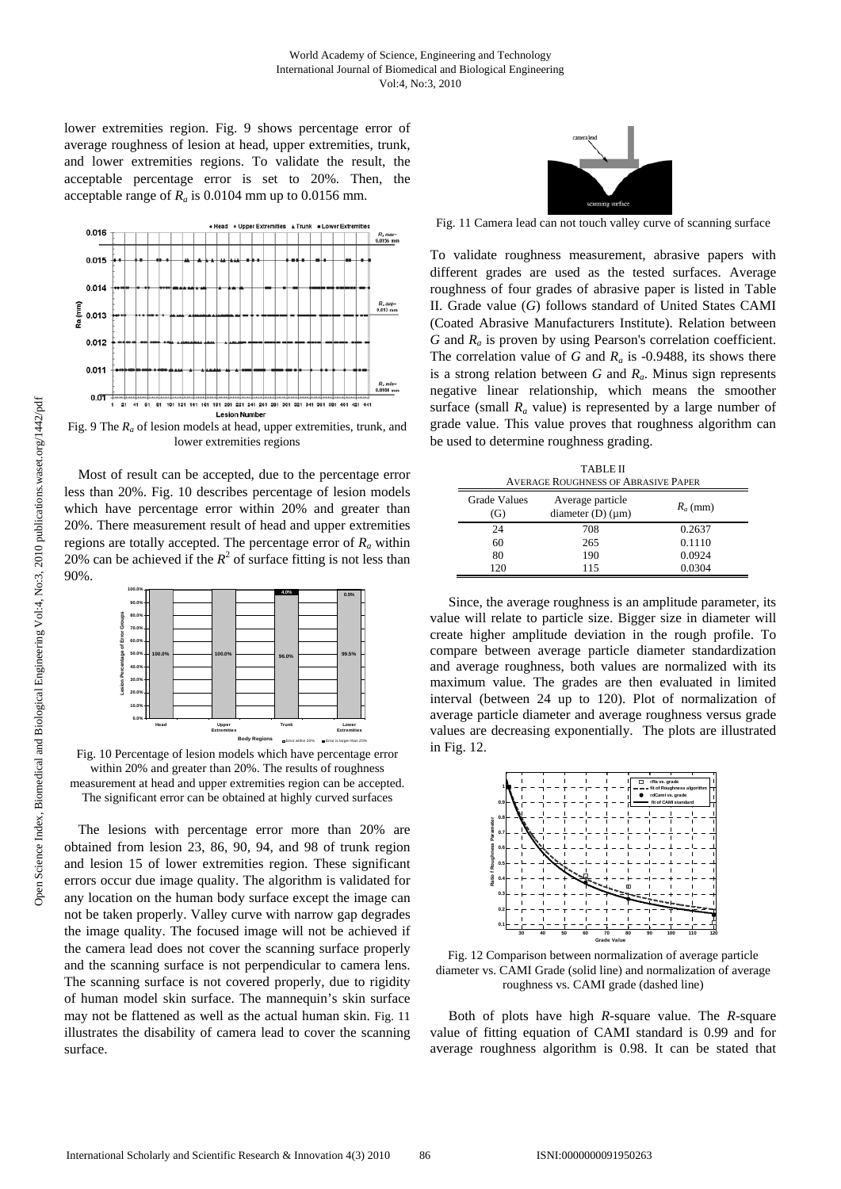lower extremities region. Fig. 9 shows percentage error of average roughness of lesion at head, upper extremities, trunk, and lower extremities region. To validate the result, the acceptable percentage error is set to 20%. Then, the acceptable range of $R_a$ is 0.0104 mm up to 0.0156 mm.

Fig. 9 The $R_a$ of lesion models at head, upper extremities, trunk, and lower extremities regions

Most of result can be accepted, due to the percentage error less than 20%. Fig. 10 describes percentage of lesion models which have percentage error within 20% and greater than 20%. There measurement result of head and upper extremities regions are totally accepted. The percentage error of $R_a$ within 20% can be achieved if the $R^2$ of surface fitting is not less than 90%.

Fig. 10 Percentage of lesion models which have percentage error within 20% and greater than 20%. The results of roughness measurement at head and upper extremities region can be accepted. The significant error can be obtained at highly curved surfaces

The lesions with percentage error more than 20% are obtained from lesion 23, 86, 90, 94, and 98 of trunk region and lesion 15 of lower extremities region. These significant errors occur due image quality. The algorithm is validated for any location on the human body surface except the image can not be taken properly. Valley curve with narrow gap degrades the image quality. The focused image will not be achieved if the camera lead does not cover the scanning surface properly and the scanning surface is not perpendicular to camera lens. The scanning surface is not covered properly, due to rigidity of human model skin surface. The mannequin's skin surface may not be flattened as well as the actual human skin. Fig. 11 illustrates the disability of camera lead to cover the scanning surface.

Fig. 11 Camera lead can not touch valley curve of scanning surface

To validate roughness measurement, abrasive papers with different grades are used as the tested surfaces. Average roughness of four grades of abrasive paper is listed in Table II. Grade value ($G$) follows standard of United States CAMI (Coated Abrasive Manufacturers Institute). Relation between $G$ and $R_a$ is proven by using Pearson's correlation coefficient. The correlation value of $G$ and $R_a$ is -0.9488, its shows there is a strong relation between $G$ and $R_a$. Minus sign represents negative linear relationship, which means the smoother surface (small $R_a$ value) is represented by a large number of grade value. This value proves that roughness algorithm can be used to determine roughness grading.

TABLE II
AVERAGE ROUGHNESS OF ABRASIVE PAPER

| Grade Values (G) | Average particle diameter (D) (μm) | $R_a$ (mm) |
|---|---|---|
| 24 | 708 | 0.2637 |
| 60 | 265 | 0.1110 |
| 80 | 190 | 0.0924 |
| 120 | 115 | 0.0304 |

Since, the average roughness is an amplitude parameter, its value will relate to particle size. Bigger size in diameter will create higher amplitude deviation in the rough profile. To compare between average particle diameter standardization and average roughness, both values are normalized with its maximum value. The grades are then evaluated in limited interval (between 24 up to 120). Plot of normalization of average particle diameter and average roughness versus grade values are decreasing exponentially. The plots are illustrated in Fig. 12.

Fig. 12 Comparison between normalization of average particle diameter vs. CAMI Grade (solid line) and normalization of average roughness vs. CAMI grade (dashed line)

Both of plots have high $R$-square value. The $R$-square value of fitting equation of CAMI standard is 0.99 and for average roughness algorithm is 0.98. It can be stated that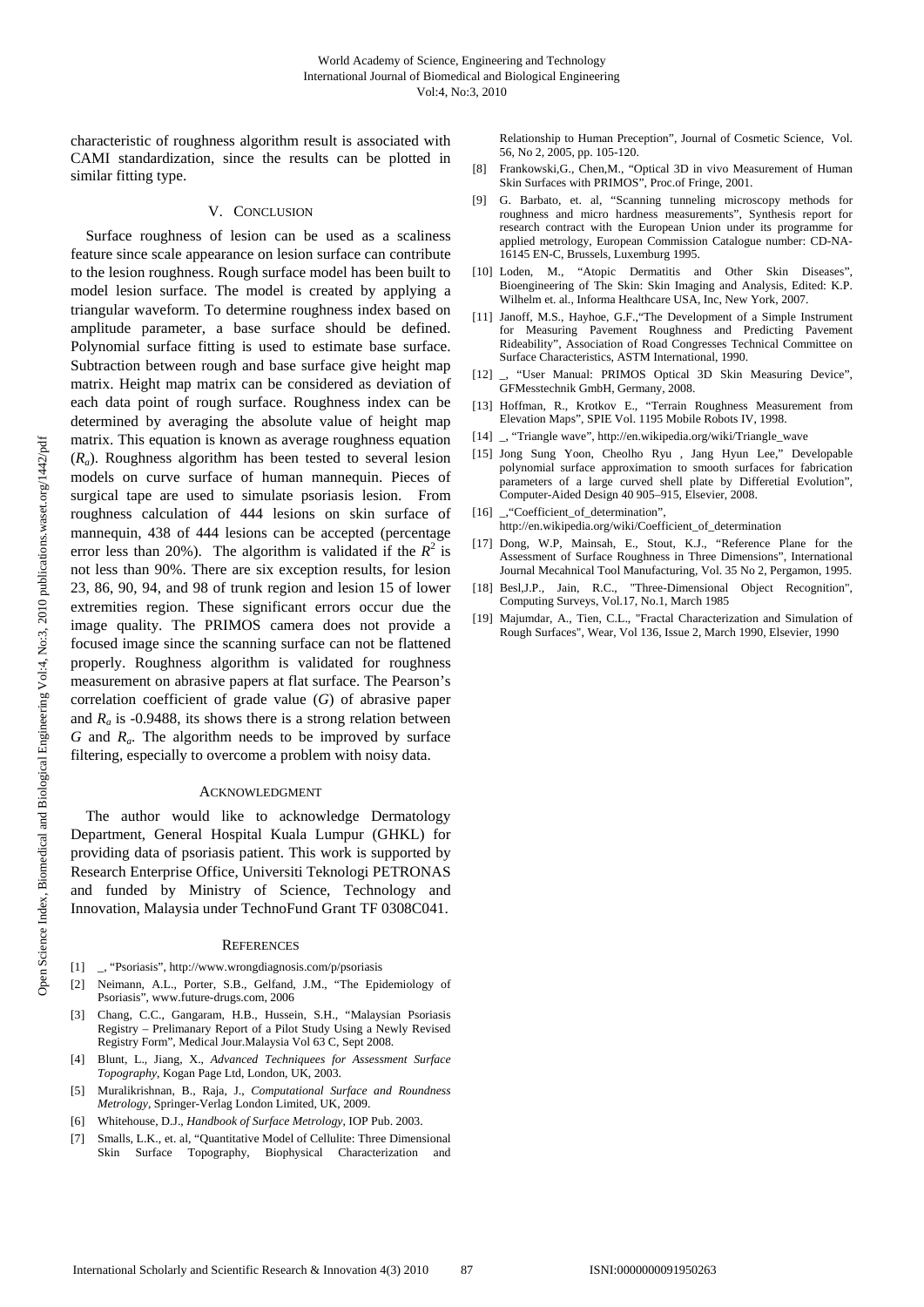characteristic of roughness algorithm result is associated with CAMI standardization, since the results can be plotted in similar fitting type.

## V. Conclusion

Surface roughness of lesion can be used as a scaliness feature since scale appearance on lesion surface can contribute to the lesion roughness. Rough surface model has been built to model lesion surface. The model is created by applying a triangular waveform. To determine roughness index based on amplitude parameter, a base surface should be defined. Polynomial surface fitting is used to estimate base surface. Subtraction between rough and base surface give height map matrix. Height map matrix can be considered as deviation of each data point of rough surface. Roughness index can be determined by averaging the absolute value of height map matrix. This equation is known as average roughness equation ($R_a$). Roughness algorithm has been tested to several lesion models on curve surface of human mannequin. Pieces of surgical tape are used to simulate psoriasis lesion. From roughness calculation of 444 lesions on skin surface of mannequin, 438 of 444 lesions can be accepted (percentage error less than 20%). The algorithm is validated if the $R^2$ is not less than 90%. There are six exception results, for lesion 23, 86, 90, 94, and 98 of trunk region and lesion 15 of lower extremities region. These significant errors occur due the image quality. The PRIMOS camera does not provide a focused image since the scanning surface can not be flattened properly. Roughness algorithm is validated for roughness measurement on abrasive papers at flat surface. The Pearson's correlation coefficient of grade value ($G$) of abrasive paper and $R_a$ is -0.9488, its shows there is a strong relation between $G$ and $R_a$. The algorithm needs to be improved by surface filtering, especially to overcome a problem with noisy data.

## Acknowledgment

The author would like to acknowledge Dermatology Department, General Hospital Kuala Lumpur (GHKL) for providing data of psoriasis patient. This work is supported by Research Enterprise Office, Universiti Teknologi PETRONAS and funded by Ministry of Science, Technology and Innovation, Malaysia under TechnoFund Grant TF 0308C041.

## References

[1] _, "Psoriasis", http://www.wrongdiagnosis.com/p/psoriasis

[2] Neimann, A.L., Porter, S.B., Gelfand, J.M., "The Epidemiology of Psoriasis", www.future-drugs.com, 2006

[3] Chang, C.C., Gangaram, H.B., Hussein, S.H., "Malaysian Psoriasis Registry – Prelimanary Report of a Pilot Study Using a Newly Revised Registry Form", Medical Jour.Malaysia Vol 63 C, Sept 2008.

[4] Blunt, L., Jiang, X., *Advanced Techniquees for Assessment Surface Topography*, Kogan Page Ltd, London, UK, 2003.

[5] Muralikrishnan, B., Raja, J., *Computational Surface and Roundness Metrology*, Springer-Verlag London Limited, UK, 2009.

[6] Whitehouse, D.J., *Handbook of Surface Metrology*, IOP Pub. 2003.

[7] Smalls, L.K., et. al, "Quantitative Model of Cellulite: Three Dimensional Skin Surface Topography, Biophysical Characterization and Relationship to Human Preception", Journal of Cosmetic Science, Vol. 56, No 2, 2005, pp. 105-120.

[8] Frankowski,G., Chen,M., "Optical 3D in vivo Measurement of Human Skin Surfaces with PRIMOS", Proc.of Fringe, 2001.

[9] G. Barbato, et. al, "Scanning tunneling microscopy methods for roughness and micro hardness measurements", Synthesis report for research contract with the European Union under its programme for applied metrology, European Commission Catalogue number: CD-NA-16145 EN-C, Brussels, Luxemburg 1995.

[10] Loden, M., "Atopic Dermatitis and Other Skin Diseases", Bioengineering of The Skin: Skin Imaging and Analysis, Edited: K.P. Wilhelm et. al., Informa Healthcare USA, Inc, New York, 2007.

[11] Janoff, M.S., Hayhoe, G.F.,"The Development of a Simple Instrument for Measuring Pavement Roughness and Predicting Pavement Rideability", Association of Road Congresses Technical Committee on Surface Characteristics, ASTM International, 1990.

[12] _, "User Manual: PRIMOS Optical 3D Skin Measuring Device", GFMesstechnik GmbH, Germany, 2008.

[13] Hoffman, R., Krotkov E., "Terrain Roughness Measurement from Elevation Maps", SPIE Vol. 1195 Mobile Robots IV, 1998.

[14] _, "Triangle wave", http://en.wikipedia.org/wiki/Triangle_wave

[15] Jong Sung Yoon, Cheolho Ryu , Jang Hyun Lee," Developable polynomial surface approximation to smooth surfaces for fabrication parameters of a large curved shell plate by Differetial Evolution", Computer-Aided Design 40 905–915, Elsevier, 2008.

[16] _,"Coefficient_of_determination", http://en.wikipedia.org/wiki/Coefficient_of_determination

[17] Dong, W.P, Mainsah, E., Stout, K.J., "Reference Plane for the Assessment of Surface Roughness in Three Dimensions", International Journal Mecahnical Tool Manufacturing, Vol. 35 No 2, Pergamon, 1995.

[18] Besl,J.P., Jain, R.C., "Three-Dimensional Object Recognition", Computing Surveys, Vol.17, No.1, March 1985

[19] Majumdar, A., Tien, C.L., "Fractal Characterization and Simulation of Rough Surfaces", Wear, Vol 136, Issue 2, March 1990, Elsevier, 1990